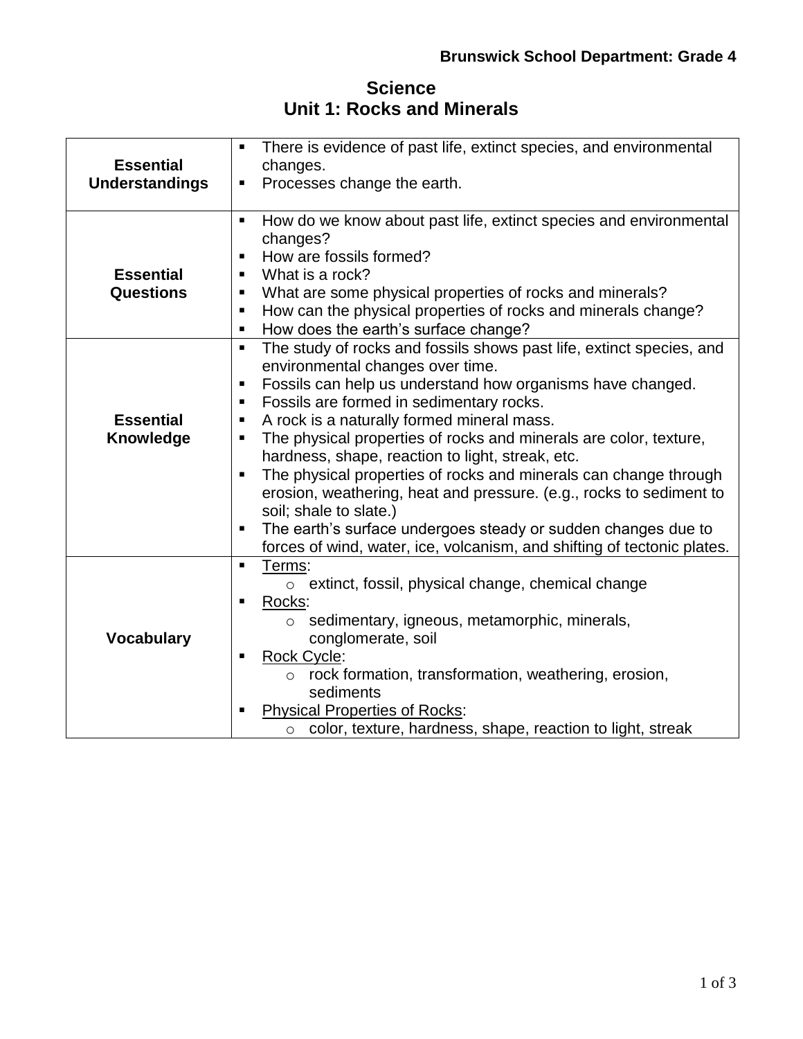**Brunswick School Department: Grade 4**

# Science
## Unit 1: Rocks and Minerals

| | |
|---|---|
| **Essential Understandings** | ▪ There is evidence of past life, extinct species, and environmental changes.<br>▪ Processes change the earth. |
| **Essential Questions** | ▪ How do we know about past life, extinct species and environmental changes?<br>▪ How are fossils formed?<br>▪ What is a rock?<br>▪ What are some physical properties of rocks and minerals?<br>▪ How can the physical properties of rocks and minerals change?<br>▪ How does the earth's surface change? |
| **Essential Knowledge** | ▪ The study of rocks and fossils shows past life, extinct species, and environmental changes over time.<br>▪ Fossils can help us understand how organisms have changed.<br>▪ Fossils are formed in sedimentary rocks.<br>▪ A rock is a naturally formed mineral mass.<br>▪ The physical properties of rocks and minerals are color, texture, hardness, shape, reaction to light, streak, etc.<br>▪ The physical properties of rocks and minerals can change through erosion, weathering, heat and pressure. (e.g., rocks to sediment to soil; shale to slate.)<br>▪ The earth's surface undergoes steady or sudden changes due to forces of wind, water, ice, volcanism, and shifting of tectonic plates. |
| **Vocabulary** | ▪ <u>Terms</u>:<br>&nbsp;&nbsp;&nbsp;&nbsp;o extinct, fossil, physical change, chemical change<br>▪ <u>Rocks</u>:<br>&nbsp;&nbsp;&nbsp;&nbsp;o sedimentary, igneous, metamorphic, minerals, conglomerate, soil<br>▪ <u>Rock Cycle</u>:<br>&nbsp;&nbsp;&nbsp;&nbsp;o rock formation, transformation, weathering, erosion, sediments<br>▪ <u>Physical Properties of Rocks</u>:<br>&nbsp;&nbsp;&nbsp;&nbsp;o color, texture, hardness, shape, reaction to light, streak |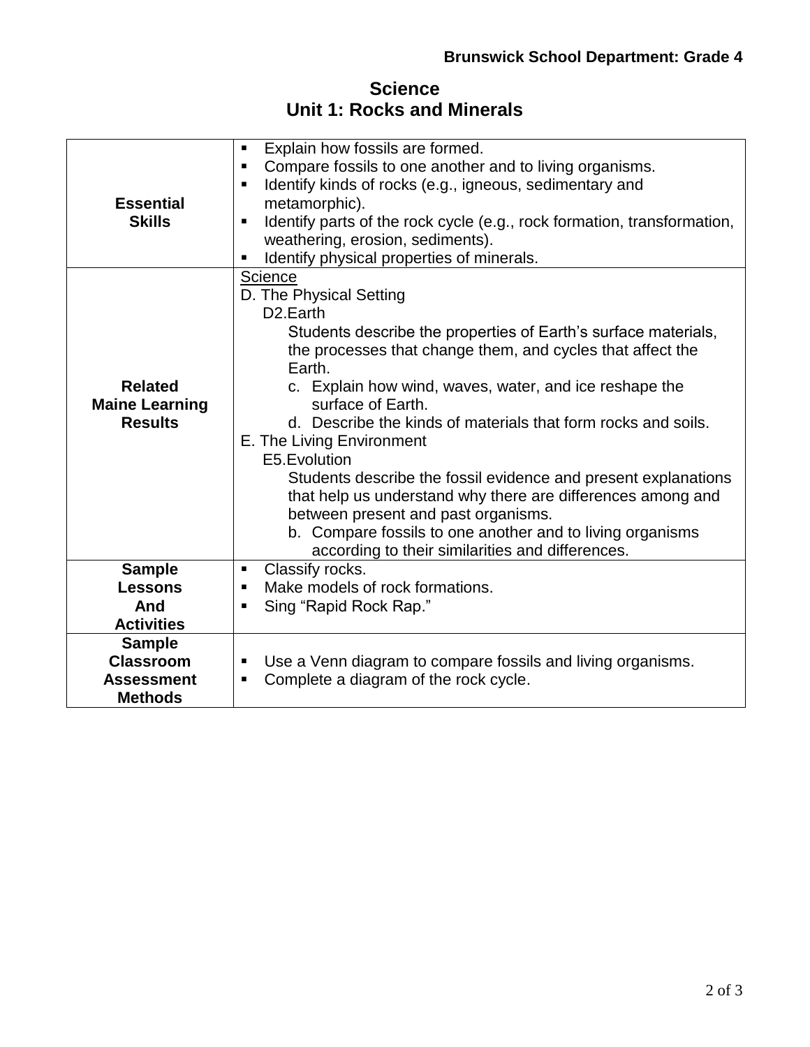**Brunswick School Department: Grade 4**

# Science
## Unit 1: Rocks and Minerals

| | |
|---|---|
| **Essential Skills** | ▪ Explain how fossils are formed.<br>▪ Compare fossils to one another and to living organisms.<br>▪ Identify kinds of rocks (e.g., igneous, sedimentary and metamorphic).<br>▪ Identify parts of the rock cycle (e.g., rock formation, transformation, weathering, erosion, sediments).<br>▪ Identify physical properties of minerals. |
| **Related Maine Learning Results** | <u>Science</u><br>D. The Physical Setting<br>D2.Earth<br>Students describe the properties of Earth's surface materials, the processes that change them, and cycles that affect the Earth.<br>c. Explain how wind, waves, water, and ice reshape the surface of Earth.<br>d. Describe the kinds of materials that form rocks and soils.<br>E. The Living Environment<br>E5.Evolution<br>Students describe the fossil evidence and present explanations that help us understand why there are differences among and between present and past organisms.<br>b. Compare fossils to one another and to living organisms according to their similarities and differences. |
| **Sample Lessons And Activities** | ▪ Classify rocks.<br>▪ Make models of rock formations.<br>▪ Sing "Rapid Rock Rap." |
| **Sample Classroom Assessment Methods** | ▪ Use a Venn diagram to compare fossils and living organisms.<br>▪ Complete a diagram of the rock cycle. |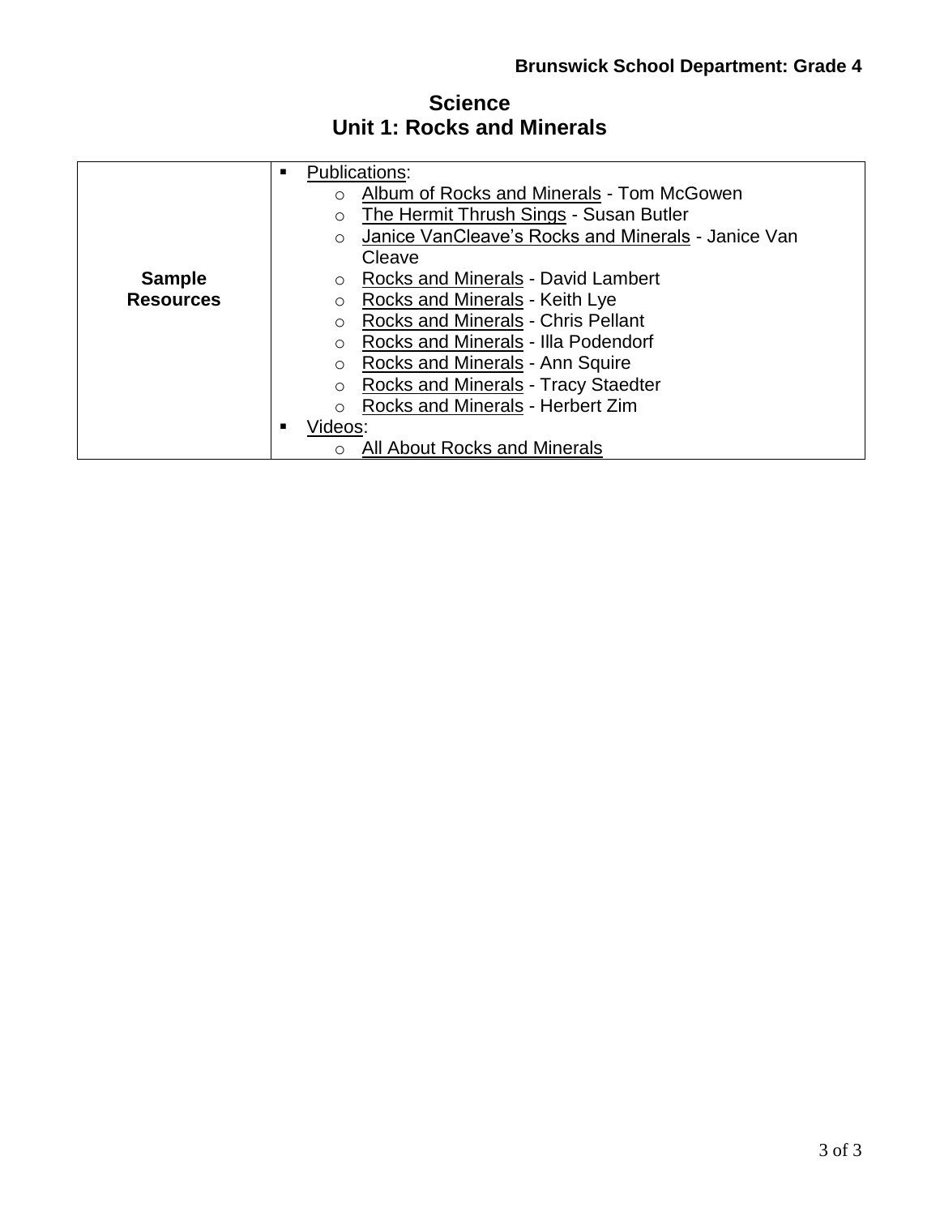# Science
## Unit 1: Rocks and Minerals

| | |
|---|---|
| **Sample Resources** | ▪ Publications:<br>○ Album of Rocks and Minerals - Tom McGowen<br>○ The Hermit Thrush Sings - Susan Butler<br>○ Janice VanCleave's Rocks and Minerals - Janice Van Cleave<br>○ Rocks and Minerals - David Lambert<br>○ Rocks and Minerals - Keith Lye<br>○ Rocks and Minerals - Chris Pellant<br>○ Rocks and Minerals - Illa Podendorf<br>○ Rocks and Minerals - Ann Squire<br>○ Rocks and Minerals - Tracy Staedter<br>○ Rocks and Minerals - Herbert Zim<br>▪ Videos:<br>○ All About Rocks and Minerals |